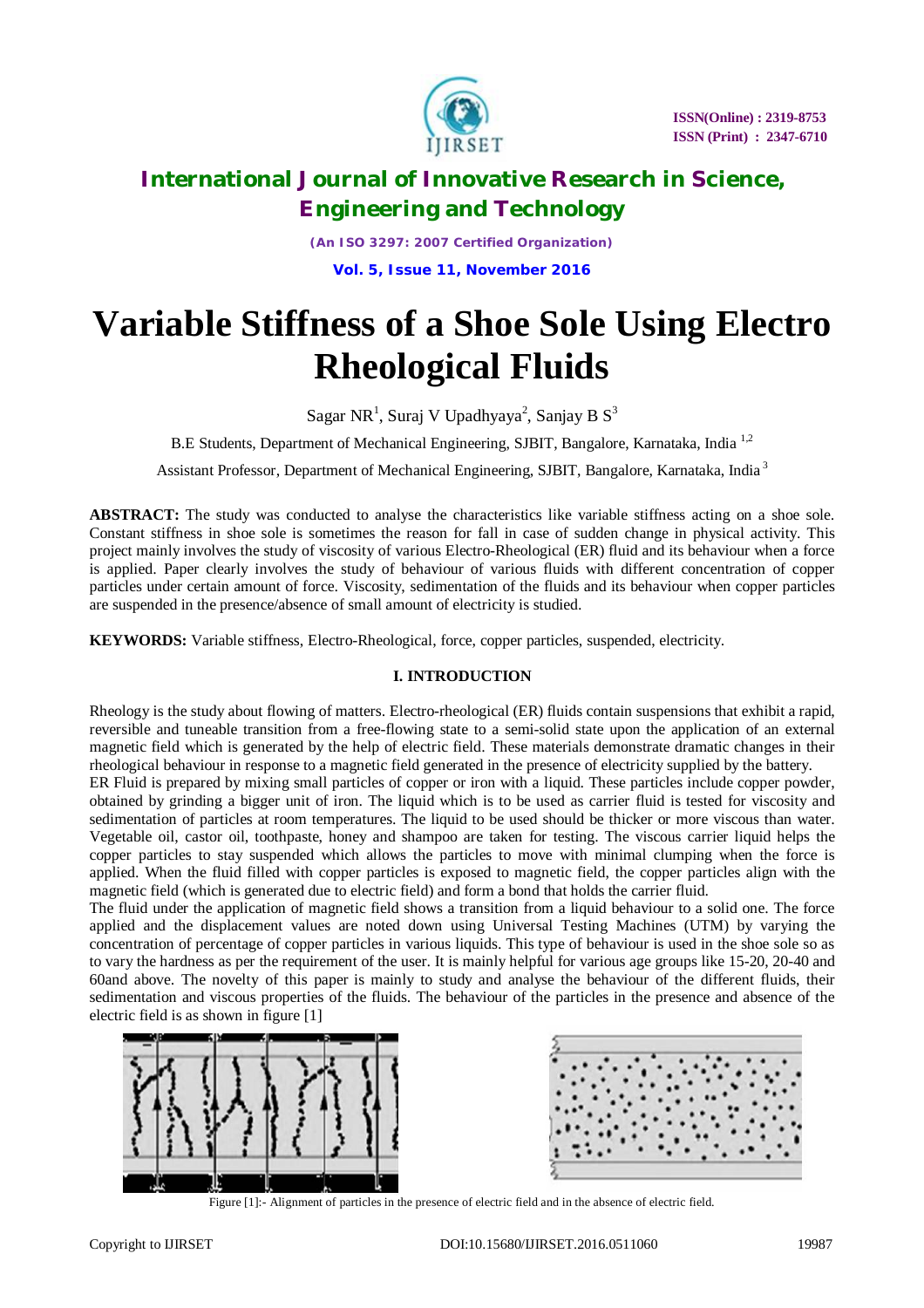# Variable Stiffness of a Shoe Sole Using Electro Rheological Fluids

Sagar NR[1], Suraj V Upadhyaya[2], Sanjay B S[3]

B.E Students, Department of Mechanical Engineering, SJBIT, Bangalore, Karnataka, India [1,2]

Assistant Professor, Department of Mechanical Engineering, SJBIT, Bangalore, Karnataka, India [3]

**ABSTRACT:** The study was conducted to analyse the characteristics like variable stiffness acting on a shoe sole. Constant stiffness in shoe sole is sometimes the reason for fall in case of sudden change in physical activity. This project mainly involves the study of viscosity of various Electro-Rheological (ER) fluid and its behaviour when a force is applied. Paper clearly involves the study of behaviour of various fluids with different concentration of copper particles under certain amount of force. Viscosity, sedimentation of the fluids and its behaviour when copper particles are suspended in the presence/absence of small amount of electricity is studied.

**KEYWORDS:** Variable stiffness, Electro-Rheological, force, copper particles, suspended, electricity.

## I. INTRODUCTION

Rheology is the study about flowing of matters. Electro-rheological (ER) fluids contain suspensions that exhibit a rapid, reversible and tuneable transition from a free-flowing state to a semi-solid state upon the application of an external magnetic field which is generated by the help of electric field. These materials demonstrate dramatic changes in their rheological behaviour in response to a magnetic field generated in the presence of electricity supplied by the battery.

ER Fluid is prepared by mixing small particles of copper or iron with a liquid. These particles include copper powder, obtained by grinding a bigger unit of iron. The liquid which is to be used as carrier fluid is tested for viscosity and sedimentation of particles at room temperatures. The liquid to be used should be thicker or more viscous than water. Vegetable oil, castor oil, toothpaste, honey and shampoo are taken for testing. The viscous carrier liquid helps the copper particles to stay suspended which allows the particles to move with minimal clumping when the force is applied. When the fluid filled with copper particles is exposed to magnetic field, the copper particles align with the magnetic field (which is generated due to electric field) and form a bond that holds the carrier fluid.

The fluid under the application of magnetic field shows a transition from a liquid behaviour to a solid one. The force applied and the displacement values are noted down using Universal Testing Machines (UTM) by varying the concentration of percentage of copper particles in various liquids. This type of behaviour is used in the shoe sole so as to vary the hardness as per the requirement of the user. It is mainly helpful for various age groups like 15-20, 20-40 and 60and above. The novelty of this paper is mainly to study and analyse the behaviour of the different fluids, their sedimentation and viscous properties of the fluids. The behaviour of the particles in the presence and absence of the electric field is as shown in figure [1]

Figure [1]:- Alignment of particles in the presence of electric field and in the absence of electric field.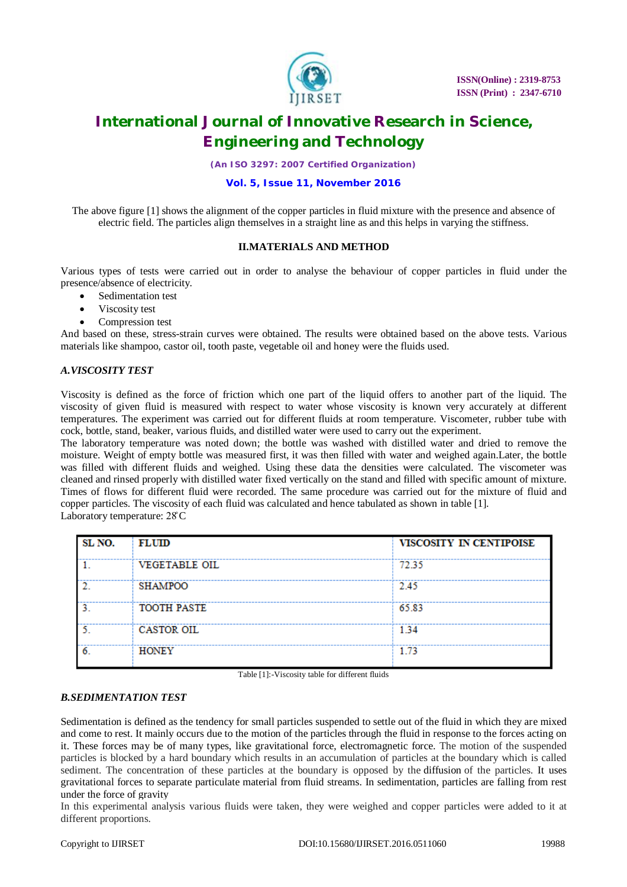The above figure [1] shows the alignment of the copper particles in fluid mixture with the presence and absence of electric field. The particles align themselves in a straight line as and this helps in varying the stiffness.

## II.MATERIALS AND METHOD

Various types of tests were carried out in order to analyse the behaviour of copper particles in fluid under the presence/absence of electricity.

- Sedimentation test
- Viscosity test
- Compression test

And based on these, stress-strain curves were obtained. The results were obtained based on the above tests. Various materials like shampoo, castor oil, tooth paste, vegetable oil and honey were the fluids used.

### *A.VISCOSITY TEST*

Viscosity is defined as the force of friction which one part of the liquid offers to another part of the liquid. The viscosity of given fluid is measured with respect to water whose viscosity is known very accurately at different temperatures. The experiment was carried out for different fluids at room temperature. Viscometer, rubber tube with cock, bottle, stand, beaker, various fluids, and distilled water were used to carry out the experiment.

The laboratory temperature was noted down; the bottle was washed with distilled water and dried to remove the moisture. Weight of empty bottle was measured first, it was then filled with water and weighed again.Later, the bottle was filled with different fluids and weighed. Using these data the densities were calculated. The viscometer was cleaned and rinsed properly with distilled water fixed vertically on the stand and filled with specific amount of mixture. Times of flows for different fluid were recorded. The same procedure was carried out for the mixture of fluid and copper particles. The viscosity of each fluid was calculated and hence tabulated as shown in table [1].

Laboratory temperature: 28°C

| SL NO. | FLUID | VISCOSITY IN CENTIPOISE |
|---|---|---|
| 1. | VEGETABLE OIL | 72.35 |
| 2. | SHAMPOO | 2.45 |
| 3. | TOOTH PASTE | 65.83 |
| 5. | CASTOR OIL | 1.34 |
| 6. | HONEY | 1.73 |

Table [1]:-Viscosity table for different fluids

### *B.SEDIMENTATION TEST*

Sedimentation is defined as the tendency for small particles suspended to settle out of the fluid in which they are mixed and come to rest. It mainly occurs due to the motion of the particles through the fluid in response to the forces acting on it. These forces may be of many types, like gravitational force, electromagnetic force. The motion of the suspended particles is blocked by a hard boundary which results in an accumulation of particles at the boundary which is called sediment. The concentration of these particles at the boundary is opposed by the diffusion of the particles. It uses gravitational forces to separate particulate material from fluid streams. In sedimentation, particles are falling from rest under the force of gravity

In this experimental analysis various fluids were taken, they were weighed and copper particles were added to it at different proportions.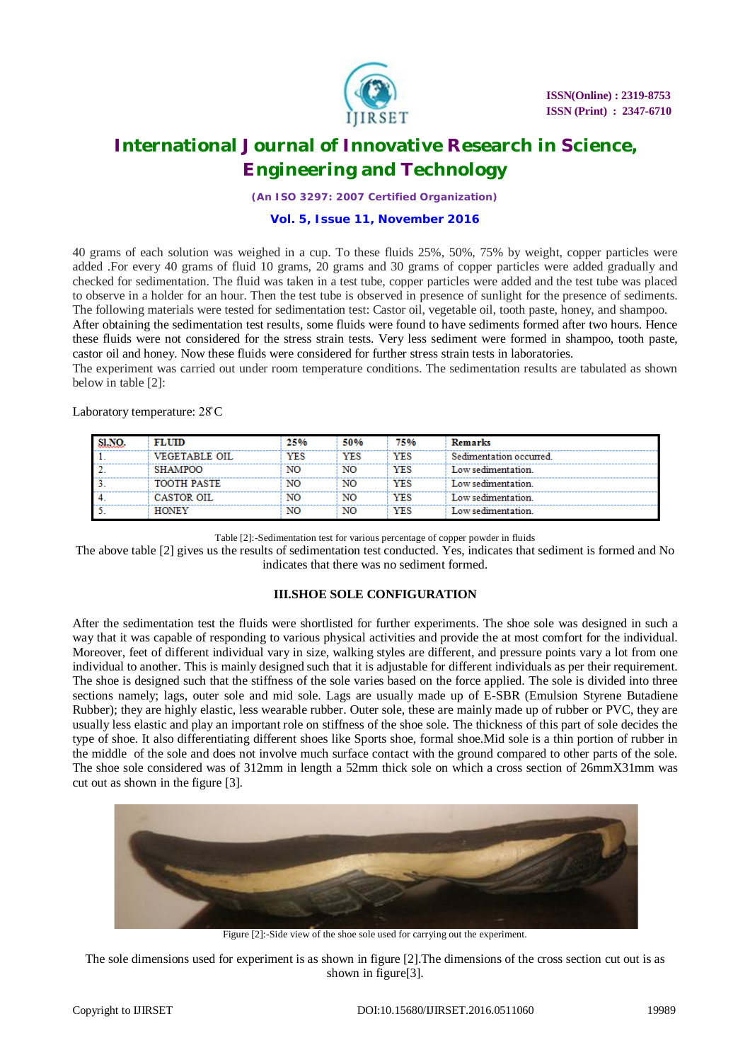40 grams of each solution was weighed in a cup. To these fluids 25%, 50%, 75% by weight, copper particles were added .For every 40 grams of fluid 10 grams, 20 grams and 30 grams of copper particles were added gradually and checked for sedimentation. The fluid was taken in a test tube, copper particles were added and the test tube was placed to observe in a holder for an hour. Then the test tube is observed in presence of sunlight for the presence of sediments. The following materials were tested for sedimentation test: Castor oil, vegetable oil, tooth paste, honey, and shampoo.

After obtaining the sedimentation test results, some fluids were found to have sediments formed after two hours. Hence these fluids were not considered for the stress strain tests. Very less sediment were formed in shampoo, tooth paste, castor oil and honey. Now these fluids were considered for further stress strain tests in laboratories.

The experiment was carried out under room temperature conditions. The sedimentation results are tabulated as shown below in table [2]:

Laboratory temperature: 28°C

| SI.NO. | FLUID | 25% | 50% | 75% | Remarks |
|---|---|---|---|---|---|
| 1. | VEGETABLE OIL | YES | YES | YES | Sedimentation occurred. |
| 2. | SHAMPOO | NO | NO | YES | Low sedimentation. |
| 3. | TOOTH PASTE | NO | NO | YES | Low sedimentation. |
| 4. | CASTOR OIL | NO | NO | YES | Low sedimentation. |
| 5. | HONEY | NO | NO | YES | Low sedimentation. |

Table [2]:-Sedimentation test for various percentage of copper powder in fluids

The above table [2] gives us the results of sedimentation test conducted. Yes, indicates that sediment is formed and No indicates that there was no sediment formed.

## III.SHOE SOLE CONFIGURATION

After the sedimentation test the fluids were shortlisted for further experiments. The shoe sole was designed in such a way that it was capable of responding to various physical activities and provide the at most comfort for the individual. Moreover, feet of different individual vary in size, walking styles are different, and pressure points vary a lot from one individual to another. This is mainly designed such that it is adjustable for different individuals as per their requirement. The shoe is designed such that the stiffness of the sole varies based on the force applied. The sole is divided into three sections namely; lags, outer sole and mid sole. Lags are usually made up of E-SBR (Emulsion Styrene Butadiene Rubber); they are highly elastic, less wearable rubber. Outer sole, these are mainly made up of rubber or PVC, they are usually less elastic and play an important role on stiffness of the shoe sole. The thickness of this part of sole decides the type of shoe. It also differentiating different shoes like Sports shoe, formal shoe.Mid sole is a thin portion of rubber in the middle of the sole and does not involve much surface contact with the ground compared to other parts of the sole. The shoe sole considered was of 312mm in length a 52mm thick sole on which a cross section of 26mmX31mm was cut out as shown in the figure [3].

Figure [2]:-Side view of the shoe sole used for carrying out the experiment.

The sole dimensions used for experiment is as shown in figure [2].The dimensions of the cross section cut out is as shown in figure[3].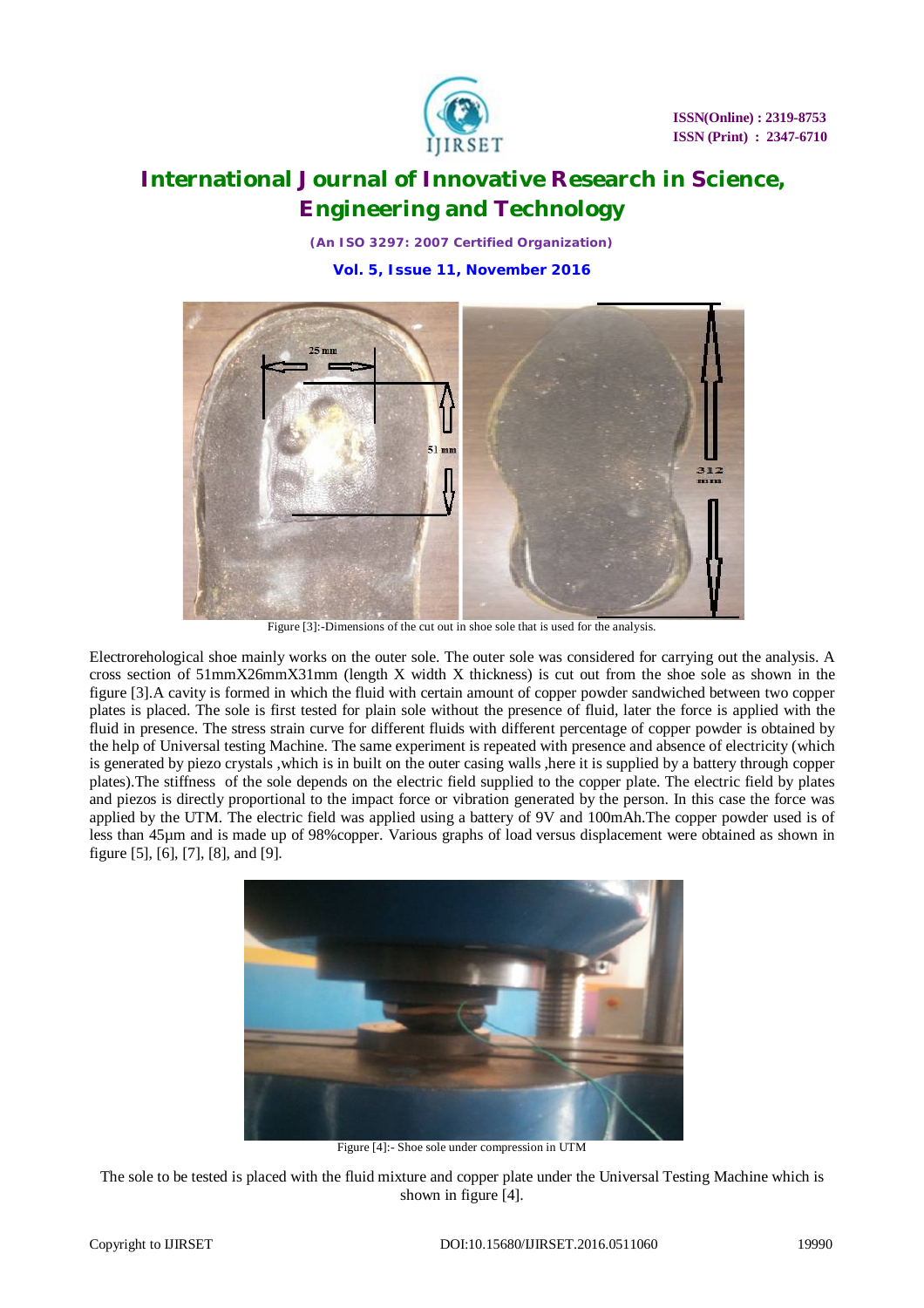Figure [3]:-Dimensions of the cut out in shoe sole that is used for the analysis.

Electrorehological shoe mainly works on the outer sole. The outer sole was considered for carrying out the analysis. A cross section of 51mmX26mmX31mm (length X width X thickness) is cut out from the shoe sole as shown in the figure [3].A cavity is formed in which the fluid with certain amount of copper powder sandwiched between two copper plates is placed. The sole is first tested for plain sole without the presence of fluid, later the force is applied with the fluid in presence. The stress strain curve for different fluids with different percentage of copper powder is obtained by the help of Universal testing Machine. The same experiment is repeated with presence and absence of electricity (which is generated by piezo crystals ,which is in built on the outer casing walls ,here it is supplied by a battery through copper plates).The stiffness of the sole depends on the electric field supplied to the copper plate. The electric field by plates and piezos is directly proportional to the impact force or vibration generated by the person. In this case the force was applied by the UTM. The electric field was applied using a battery of 9V and 100mAh.The copper powder used is of less than 45µm and is made up of 98%copper. Various graphs of load versus displacement were obtained as shown in figure [5], [6], [7], [8], and [9].

Figure [4]:- Shoe sole under compression in UTM

The sole to be tested is placed with the fluid mixture and copper plate under the Universal Testing Machine which is shown in figure [4].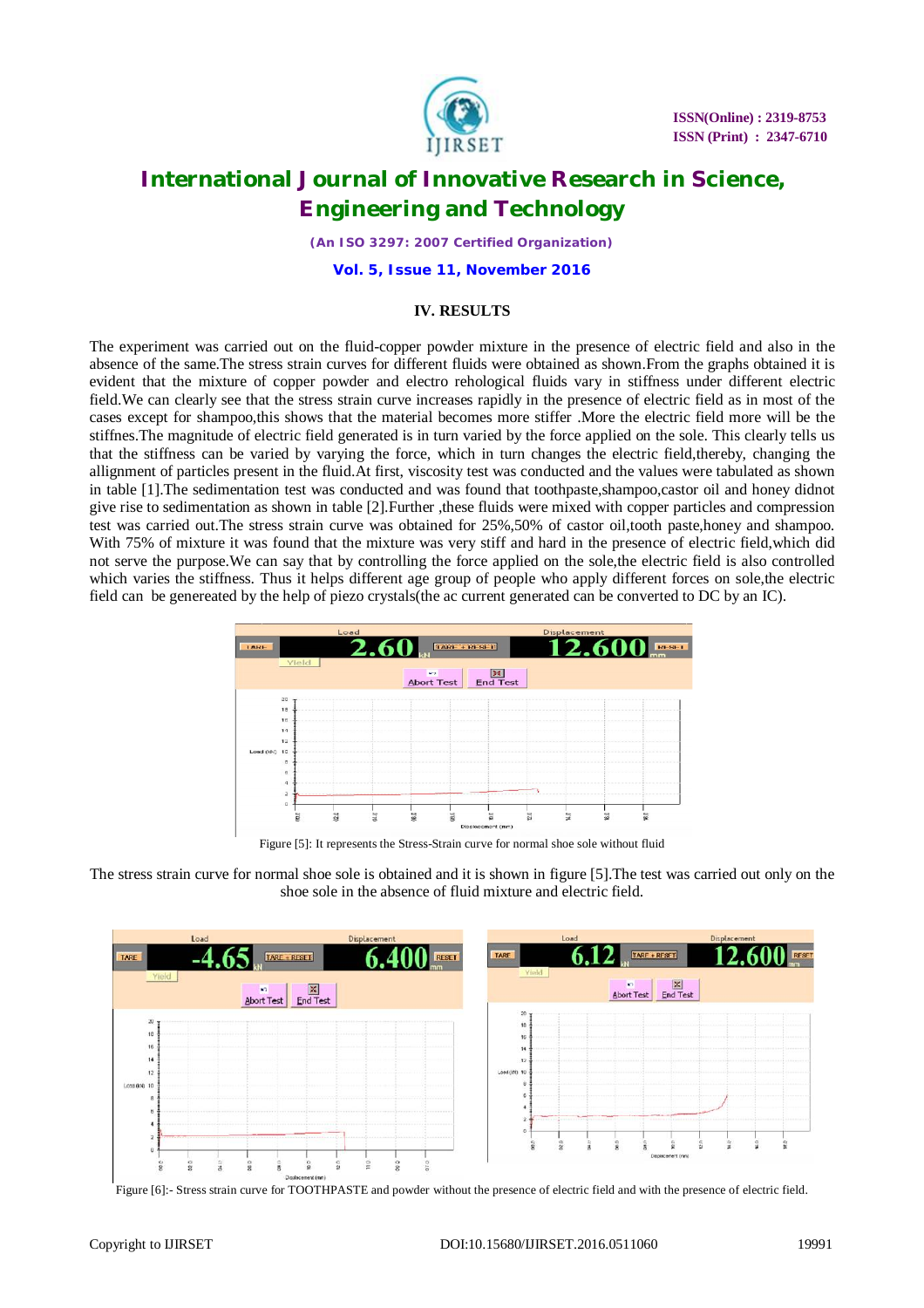## IV. RESULTS

The experiment was carried out on the fluid-copper powder mixture in the presence of electric field and also in the absence of the same.The stress strain curves for different fluids were obtained as shown.From the graphs obtained it is evident that the mixture of copper powder and electro rehological fluids vary in stiffness under different electric field.We can clearly see that the stress strain curve increases rapidly in the presence of electric field as in most of the cases except for shampoo,this shows that the material becomes more stiffer .More the electric field more will be the stiffnes.The magnitude of electric field generated is in turn varied by the force applied on the sole. This clearly tells us that the stiffness can be varied by varying the force, which in turn changes the electric field,thereby, changing the allignment of particles present in the fluid.At first, viscosity test was conducted and the values were tabulated as shown in table [1].The sedimentation test was conducted and was found that toothpaste,shampoo,castor oil and honey didnot give rise to sedimentation as shown in table [2].Further ,these fluids were mixed with copper particles and compression test was carried out.The stress strain curve was obtained for 25%,50% of castor oil,tooth paste,honey and shampoo. With 75% of mixture it was found that the mixture was very stiff and hard in the presence of electric field,which did not serve the purpose.We can say that by controlling the force applied on the sole,the electric field is also controlled which varies the stiffness. Thus it helps different age group of people who apply different forces on sole,the electric field can be genereated by the help of piezo crystals(the ac current generated can be converted to DC by an IC).

Figure [5]: It represents the Stress-Strain curve for normal shoe sole without fluid

The stress strain curve for normal shoe sole is obtained and it is shown in figure [5].The test was carried out only on the shoe sole in the absence of fluid mixture and electric field.

Figure [6]:- Stress strain curve for TOOTHPASTE and powder without the presence of electric field and with the presence of electric field.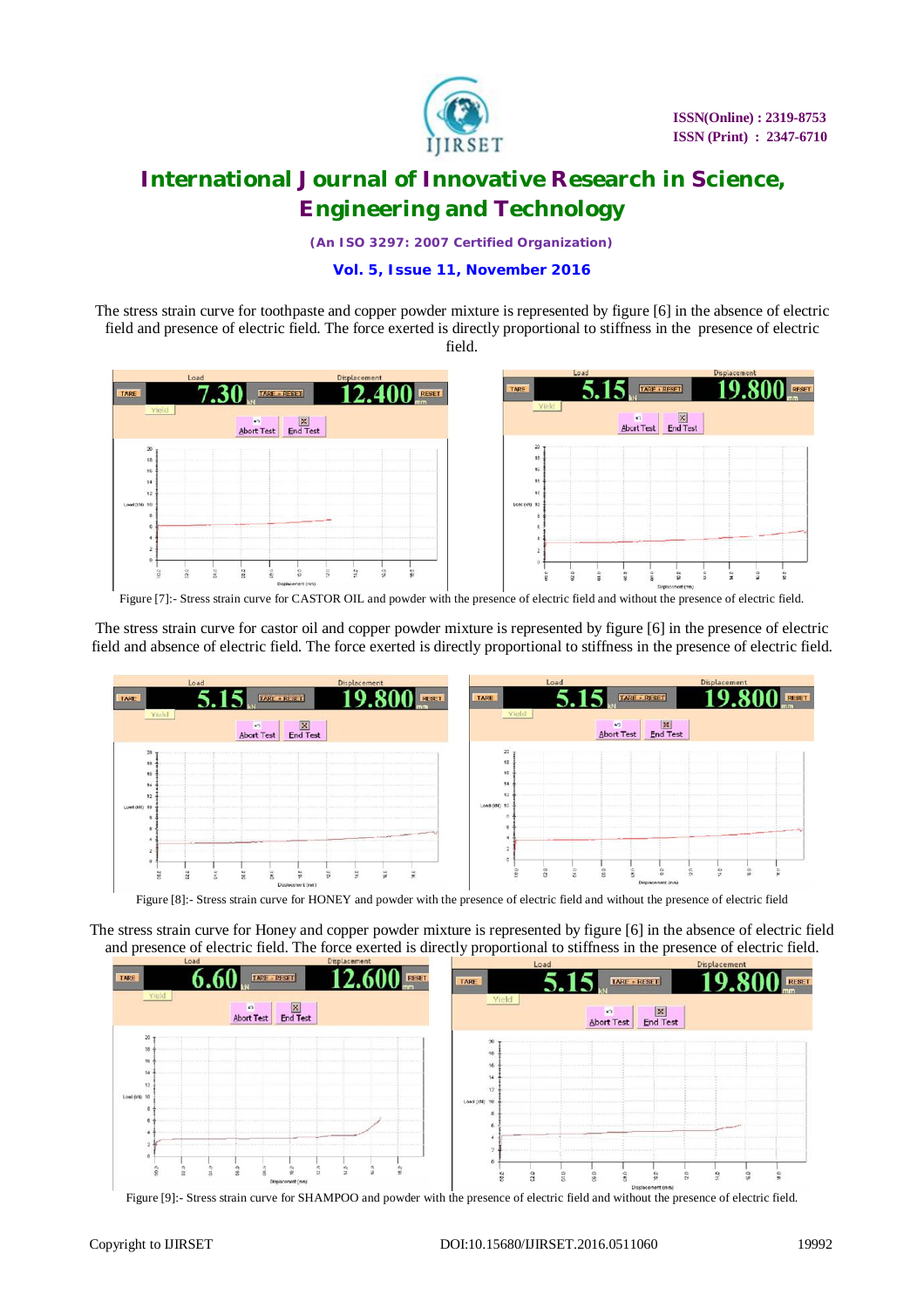The stress strain curve for toothpaste and copper powder mixture is represented by figure [6] in the absence of electric field and presence of electric field. The force exerted is directly proportional to stiffness in the presence of electric field.

Figure [7]:- Stress strain curve for CASTOR OIL and powder with the presence of electric field and without the presence of electric field.

The stress strain curve for castor oil and copper powder mixture is represented by figure [6] in the presence of electric field and absence of electric field. The force exerted is directly proportional to stiffness in the presence of electric field.

Figure [8]:- Stress strain curve for HONEY and powder with the presence of electric field and without the presence of electric field

The stress strain curve for Honey and copper powder mixture is represented by figure [6] in the absence of electric field and presence of electric field. The force exerted is directly proportional to stiffness in the presence of electric field.

Figure [9]:- Stress strain curve for SHAMPOO and powder with the presence of electric field and without the presence of electric field.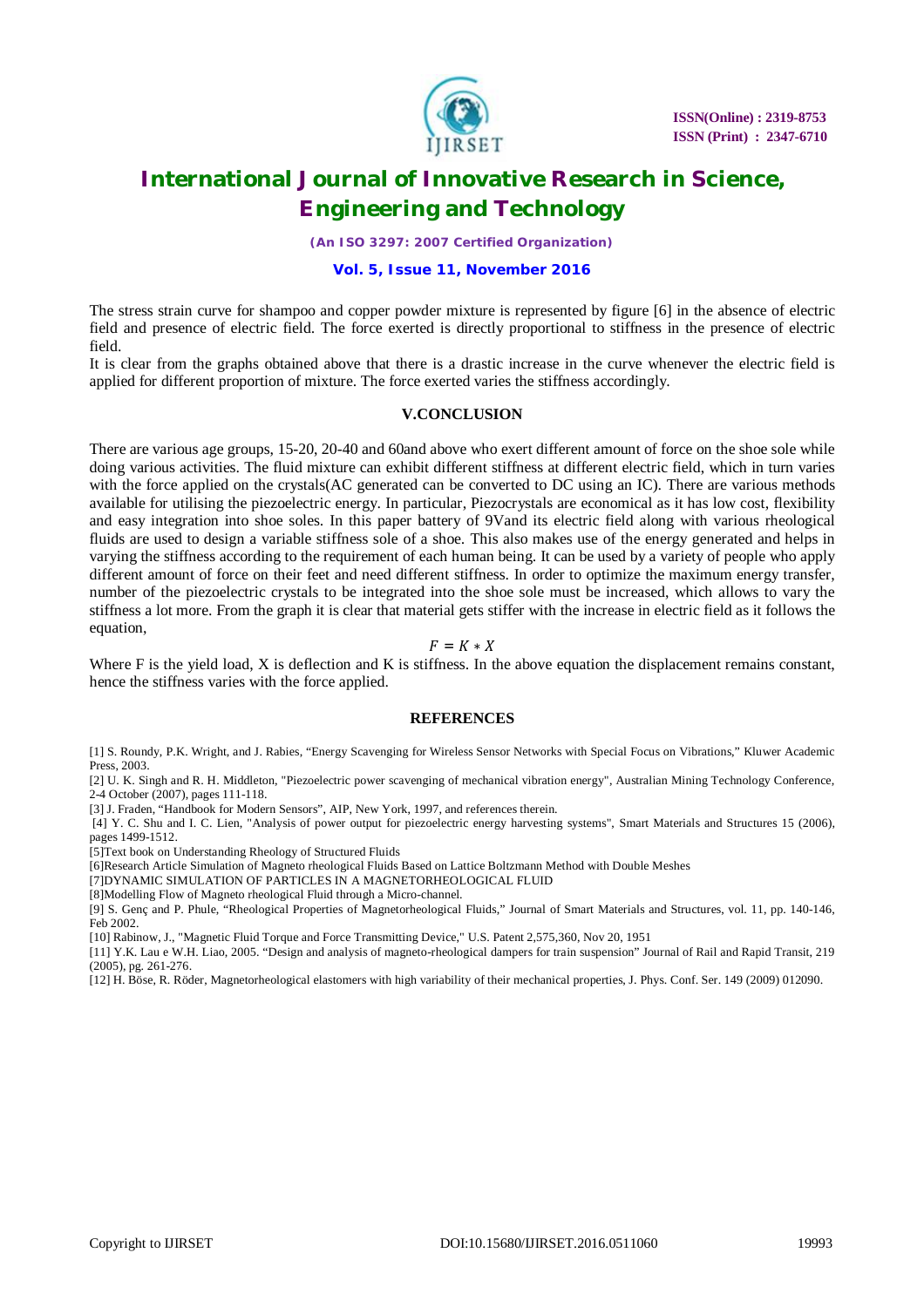The stress strain curve for shampoo and copper powder mixture is represented by figure [6] in the absence of electric field and presence of electric field. The force exerted is directly proportional to stiffness in the presence of electric field.

It is clear from the graphs obtained above that there is a drastic increase in the curve whenever the electric field is applied for different proportion of mixture. The force exerted varies the stiffness accordingly.

## V.CONCLUSION

There are various age groups, 15-20, 20-40 and 60and above who exert different amount of force on the shoe sole while doing various activities. The fluid mixture can exhibit different stiffness at different electric field, which in turn varies with the force applied on the crystals(AC generated can be converted to DC using an IC). There are various methods available for utilising the piezoelectric energy. In particular, Piezocrystals are economical as it has low cost, flexibility and easy integration into shoe soles. In this paper battery of 9Vand its electric field along with various rheological fluids are used to design a variable stiffness sole of a shoe. This also makes use of the energy generated and helps in varying the stiffness according to the requirement of each human being. It can be used by a variety of people who apply different amount of force on their feet and need different stiffness. In order to optimize the maximum energy transfer, number of the piezoelectric crystals to be integrated into the shoe sole must be increased, which allows to vary the stiffness a lot more. From the graph it is clear that material gets stiffer with the increase in electric field as it follows the equation,

$$F = K * X$$

Where F is the yield load, X is deflection and K is stiffness. In the above equation the displacement remains constant, hence the stiffness varies with the force applied.

## REFERENCES

[1] S. Roundy, P.K. Wright, and J. Rabies, "Energy Scavenging for Wireless Sensor Networks with Special Focus on Vibrations," Kluwer Academic Press, 2003.

[2] U. K. Singh and R. H. Middleton, "Piezoelectric power scavenging of mechanical vibration energy", Australian Mining Technology Conference, 2-4 October (2007), pages 111-118.

[3] J. Fraden, "Handbook for Modern Sensors", AIP, New York, 1997, and references therein.

[4] Y. C. Shu and I. C. Lien, "Analysis of power output for piezoelectric energy harvesting systems", Smart Materials and Structures 15 (2006), pages 1499-1512.

[5]Text book on Understanding Rheology of Structured Fluids

[6]Research Article Simulation of Magneto rheological Fluids Based on Lattice Boltzmann Method with Double Meshes

[7]DYNAMIC SIMULATION OF PARTICLES IN A MAGNETORHEOLOGICAL FLUID

[8]Modelling Flow of Magneto rheological Fluid through a Micro-channel.

[9] S. Genç and P. Phule, "Rheological Properties of Magnetorheological Fluids," Journal of Smart Materials and Structures, vol. 11, pp. 140-146, Feb 2002.

[10] Rabinow, J., "Magnetic Fluid Torque and Force Transmitting Device," U.S. Patent 2,575,360, Nov 20, 1951

[11] Y.K. Lau e W.H. Liao, 2005. "Design and analysis of magneto-rheological dampers for train suspension" Journal of Rail and Rapid Transit, 219 (2005), pg. 261-276.

[12] H. Böse, R. Röder, Magnetorheological elastomers with high variability of their mechanical properties, J. Phys. Conf. Ser. 149 (2009) 012090.